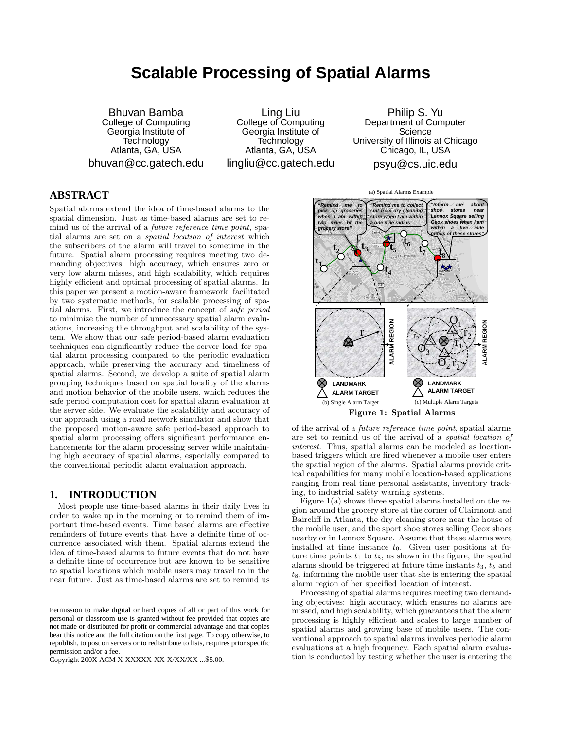# Scalable Processing of Spatial Alarms

Bhuvan Bamba
College of Computing
Georgia Institute of Technology
Atlanta, GA, USA
bhuvan@cc.gatech.edu

Ling Liu
College of Computing
Georgia Institute of Technology
Atlanta, GA, USA
lingliu@cc.gatech.edu

Philip S. Yu
Department of Computer Science
University of Illinois at Chicago
Chicago, IL, USA
psyu@cs.uic.edu

## ABSTRACT

Spatial alarms extend the idea of time-based alarms to the spatial dimension. Just as time-based alarms are set to remind us of the arrival of a *future reference time point*, spatial alarms are set on a *spatial location of interest* which the subscribers of the alarm will travel to sometime in the future. Spatial alarm processing requires meeting two demanding objectives: high accuracy, which ensures zero or very low alarm misses, and high scalability, which requires highly efficient and optimal processing of spatial alarms. In this paper we present a motion-aware framework, facilitated by two systematic methods, for scalable processing of spatial alarms. First, we introduce the concept of *safe period* to minimize the number of unnecessary spatial alarm evaluations, increasing the throughput and scalability of the system. We show that our safe period-based alarm evaluation techniques can significantly reduce the server load for spatial alarm processing compared to the periodic evaluation approach, while preserving the accuracy and timeliness of spatial alarms. Second, we develop a suite of spatial alarm grouping techniques based on spatial locality of the alarms and motion behavior of the mobile users, which reduces the safe period computation cost for spatial alarm evaluation at the server side. We evaluate the scalability and accuracy of our approach using a road network simulator and show that the proposed motion-aware safe period-based approach to spatial alarm processing offers significant performance enhancements for the alarm processing server while maintaining high accuracy of spatial alarms, especially compared to the conventional periodic alarm evaluation approach.

## 1. INTRODUCTION

Most people use time-based alarms in their daily lives in order to wake up in the morning or to remind them of important time-based events. Time based alarms are effective reminders of future events that have a definite time of occurrence associated with them. Spatial alarms extend the idea of time-based alarms to future events that do not have a definite time of occurrence but are known to be sensitive to spatial locations which mobile users may travel to in the near future. Just as time-based alarms are set to remind us of the arrival of a *future reference time point*, spatial alarms are set to remind us of the arrival of a *spatial location of interest*. Thus, spatial alarms can be modeled as location-based triggers which are fired whenever a mobile user enters the spatial region of the alarms. Spatial alarms provide critical capabilities for many mobile location-based applications ranging from real time personal assistants, inventory tracking, to industrial safety warning systems.

(a) Spatial Alarms Example

"Remind me to pick up groceries when I am within two miles of the grocery store"

"Remind me to collect suit from dry cleaning store when I am within a one mile radius"

"Inform me about shoe stores near Lennox Square selling Geox shoes when I am within a five mile radius of these stores"

(b) Single Alarm Target (c) Multiple Alarm Targets

LANDMARK ALARM TARGET ALARM REGION

**Figure 1: Spatial Alarms**

Figure 1(a) shows three spatial alarms installed on the region around the grocery store at the corner of Clairmont and Baircliff in Atlanta, the dry cleaning store near the house of the mobile user, and the sport shoe stores selling Geox shoes nearby or in Lennox Square. Assume that these alarms were installed at time instance $t_0$. Given user positions at future time points $t_1$ to $t_8$, as shown in the figure, the spatial alarms should be triggered at future time instants $t_3$, $t_5$ and $t_8$, informing the mobile user that she is entering the spatial alarm region of her specified location of interest.

Processing of spatial alarms requires meeting two demanding objectives: high accuracy, which ensures no alarms are missed, and high scalability, which guarantees that the alarm processing is highly efficient and scales to large number of spatial alarms and growing base of mobile users. The conventional approach to spatial alarms involves periodic alarm evaluations at a high frequency. Each spatial alarm evaluation is conducted by testing whether the user is entering the

Permission to make digital or hard copies of all or part of this work for personal or classroom use is granted without fee provided that copies are not made or distributed for profit or commercial advantage and that copies bear this notice and the full citation on the first page. To copy otherwise, to republish, to post on servers or to redistribute to lists, requires prior specific permission and/or a fee.
Copyright 200X ACM X-XXXXX-XX-X/XX/XX ...$5.00.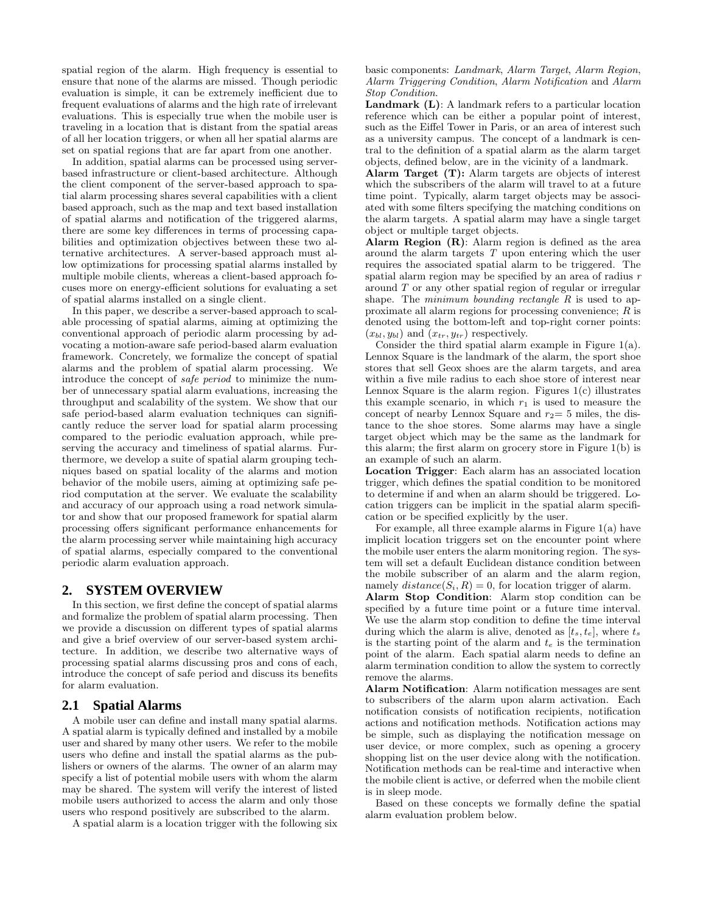spatial region of the alarm. High frequency is essential to ensure that none of the alarms are missed. Though periodic evaluation is simple, it can be extremely inefficient due to frequent evaluations of alarms and the high rate of irrelevant evaluations. This is especially true when the mobile user is traveling in a location that is distant from the spatial areas of all her location triggers, or when all her spatial alarms are set on spatial regions that are far apart from one another.

In addition, spatial alarms can be processed using server-based infrastructure or client-based architecture. Although the client component of the server-based approach to spatial alarm processing shares several capabilities with a client based approach, such as the map and text based installation of spatial alarms and notification of the triggered alarms, there are some key differences in terms of processing capabilities and optimization objectives between these two alternative architectures. A server-based approach must allow optimizations for processing spatial alarms installed by multiple mobile clients, whereas a client-based approach focuses more on energy-efficient solutions for evaluating a set of spatial alarms installed on a single client.

In this paper, we describe a server-based approach to scalable processing of spatial alarms, aiming at optimizing the conventional approach of periodic alarm processing by advocating a motion-aware safe period-based alarm evaluation framework. Concretely, we formalize the concept of spatial alarms and the problem of spatial alarm processing. We introduce the concept of *safe period* to minimize the number of unnecessary spatial alarm evaluations, increasing the throughput and scalability of the system. We show that our safe period-based alarm evaluation techniques can significantly reduce the server load for spatial alarm processing compared to the periodic evaluation approach, while preserving the accuracy and timeliness of spatial alarms. Furthermore, we develop a suite of spatial alarm grouping techniques based on spatial locality of the alarms and motion behavior of the mobile users, aiming at optimizing safe period computation at the server. We evaluate the scalability and accuracy of our approach using a road network simulator and show that our proposed framework for spatial alarm processing offers significant performance enhancements for the alarm processing server while maintaining high accuracy of spatial alarms, especially compared to the conventional periodic alarm evaluation approach.

## 2. SYSTEM OVERVIEW

In this section, we first define the concept of spatial alarms and formalize the problem of spatial alarm processing. Then we provide a discussion on different types of spatial alarms and give a brief overview of our server-based system architecture. In addition, we describe two alternative ways of processing spatial alarms discussing pros and cons of each, introduce the concept of safe period and discuss its benefits for alarm evaluation.

### 2.1 Spatial Alarms

A mobile user can define and install many spatial alarms. A spatial alarm is typically defined and installed by a mobile user and shared by many other users. We refer to the mobile users who define and install the spatial alarms as the publishers or owners of the alarms. The owner of an alarm may specify a list of potential mobile users with whom the alarm may be shared. The system will verify the interest of listed mobile users authorized to access the alarm and only those users who respond positively are subscribed to the alarm.

A spatial alarm is a location trigger with the following six basic components: *Landmark*, *Alarm Target*, *Alarm Region*, *Alarm Triggering Condition*, *Alarm Notification* and *Alarm Stop Condition*.

**Landmark (L)**: A landmark refers to a particular location reference which can be either a popular point of interest, such as the Eiffel Tower in Paris, or an area of interest such as a university campus. The concept of a landmark is central to the definition of a spatial alarm as the alarm target objects, defined below, are in the vicinity of a landmark.

**Alarm Target (T):** Alarm targets are objects of interest which the subscribers of the alarm will travel to at a future time point. Typically, alarm target objects may be associated with some filters specifying the matching conditions on the alarm targets. A spatial alarm may have a single target object or multiple target objects.

**Alarm Region (R)**: Alarm region is defined as the area around the alarm targets $T$ upon entering which the user requires the associated spatial alarm to be triggered. The spatial alarm region may be specified by an area of radius $r$ around $T$ or any other spatial region of regular or irregular shape. The *minimum bounding rectangle* $R$ is used to approximate all alarm regions for processing convenience; $R$ is denoted using the bottom-left and top-right corner points: $(x_{bl}, y_{bl})$ and $(x_{tr}, y_{tr})$ respectively.

Consider the third spatial alarm example in Figure 1(a). Lennox Square is the landmark of the alarm, the sport shoe stores that sell Geox shoes are the alarm targets, and area within a five mile radius to each shoe store of interest near Lennox Square is the alarm region. Figures 1(c) illustrates this example scenario, in which $r_1$ is used to measure the concept of nearby Lennox Square and $r_2$= 5 miles, the distance to the shoe stores. Some alarms may have a single target object which may be the same as the landmark for this alarm; the first alarm on grocery store in Figure 1(b) is an example of such an alarm.

**Location Trigger**: Each alarm has an associated location trigger, which defines the spatial condition to be monitored to determine if and when an alarm should be triggered. Location triggers can be implicit in the spatial alarm specification or be specified explicitly by the user.

For example, all three example alarms in Figure 1(a) have implicit location triggers set on the encounter point where the mobile user enters the alarm monitoring region. The system will set a default Euclidean distance condition between the mobile subscriber of an alarm and the alarm region, namely $distance(S_i, R) = 0$, for location trigger of alarm.

**Alarm Stop Condition**: Alarm stop condition can be specified by a future time point or a future time interval. We use the alarm stop condition to define the time interval during which the alarm is alive, denoted as $[t_s, t_e]$, where $t_s$ is the starting point of the alarm and $t_e$ is the termination point of the alarm. Each spatial alarm needs to define an alarm termination condition to allow the system to correctly remove the alarms.

**Alarm Notification**: Alarm notification messages are sent to subscribers of the alarm upon alarm activation. Each notification consists of notification recipients, notification actions and notification methods. Notification actions may be simple, such as displaying the notification message on user device, or more complex, such as opening a grocery shopping list on the user device along with the notification. Notification methods can be real-time and interactive when the mobile client is active, or deferred when the mobile client is in sleep mode.

Based on these concepts we formally define the spatial alarm evaluation problem below.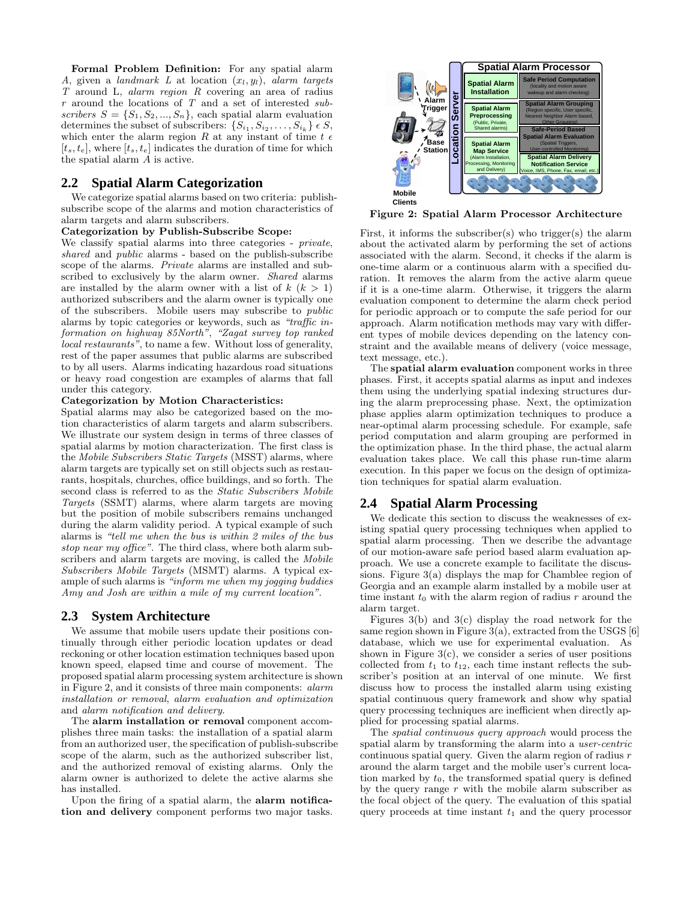**Formal Problem Definition:** For any spatial alarm $A$, given a *landmark* $L$ at location $(x_l, y_l)$, *alarm targets* $T$ around L, *alarm region* $R$ covering an area of radius $r$ around the locations of $T$ and a set of interested *subscribers* $S = \{S_1, S_2, ..., S_n\}$, each spatial alarm evaluation determines the subset of subscribers: $\{S_{i_1}, S_{i_2}, \ldots, S_{i_k}\} \epsilon S$, which enter the alarm region $R$ at any instant of time $t \epsilon [t_s, t_e]$, where $[t_s, t_e]$ indicates the duration of time for which the spatial alarm $A$ is active.

## 2.2 Spatial Alarm Categorization

We categorize spatial alarms based on two criteria: publish-subscribe scope of the alarms and motion characteristics of alarm targets and alarm subscribers.

**Categorization by Publish-Subscribe Scope:**
We classify spatial alarms into three categories - *private*, *shared* and *public* alarms - based on the publish-subscribe scope of the alarms. *Private* alarms are installed and subscribed to exclusively by the alarm owner. *Shared* alarms are installed by the alarm owner with a list of $k$ ($k > 1$) authorized subscribers and the alarm owner is typically one of the subscribers. Mobile users may subscribe to *public* alarms by topic categories or keywords, such as *"traffic information on highway 85North"*, *"Zagat survey top ranked local restaurants"*, to name a few. Without loss of generality, rest of the paper assumes that public alarms are subscribed to by all users. Alarms indicating hazardous road situations or heavy road congestion are examples of alarms that fall under this category.

**Categorization by Motion Characteristics:**
Spatial alarms may also be categorized based on the motion characteristics of alarm targets and alarm subscribers. We illustrate our system design in terms of three classes of spatial alarms by motion characterization. The first class is the *Mobile Subscribers Static Targets* (MSST) alarms, where alarm targets are typically set on still objects such as restaurants, hospitals, churches, office buildings, and so forth. The second class is referred to as the *Static Subscribers Mobile Targets* (SSMT) alarms, where alarm targets are moving but the position of mobile subscribers remains unchanged during the alarm validity period. A typical example of such alarms is *"tell me when the bus is within 2 miles of the bus stop near my office"*. The third class, where both alarm subscribers and alarm targets are moving, is called the *Mobile Subscribers Mobile Targets* (MSMT) alarms. A typical example of such alarms is *"inform me when my jogging buddies Amy and Josh are within a mile of my current location"*.

## 2.3 System Architecture

We assume that mobile users update their positions continually through either periodic location updates or dead reckoning or other location estimation techniques based upon known speed, elapsed time and course of movement. The proposed spatial alarm processing system architecture is shown in Figure 2, and it consists of three main components: *alarm installation or removal*, *alarm evaluation and optimization* and *alarm notification and delivery*.

The **alarm installation or removal** component accomplishes three main tasks: the installation of a spatial alarm from an authorized user, the specification of publish-subscribe scope of the alarm, such as the authorized subscriber list, and the authorized removal of existing alarms. Only the alarm owner is authorized to delete the active alarms she has installed.

Upon the firing of a spatial alarm, the **alarm notification and delivery** component performs two major tasks.

**Figure 2: Spatial Alarm Processor Architecture**

First, it informs the subscriber(s) who trigger(s) the alarm about the activated alarm by performing the set of actions associated with the alarm. Second, it checks if the alarm is one-time alarm or a continuous alarm with a specified duration. It removes the alarm from the active alarm queue if it is a one-time alarm. Otherwise, it triggers the alarm evaluation component to determine the alarm check period for periodic approach or to compute the safe period for our approach. Alarm notification methods may vary with different types of mobile devices depending on the latency constraint and the available means of delivery (voice message, text message, etc.).

The **spatial alarm evaluation** component works in three phases. First, it accepts spatial alarms as input and indexes them using the underlying spatial indexing structures during the alarm preprocessing phase. Next, the optimization phase applies alarm optimization techniques to produce a near-optimal alarm processing schedule. For example, safe period computation and alarm grouping are performed in the optimization phase. In the third phase, the actual alarm evaluation takes place. We call this phase run-time alarm execution. In this paper we focus on the design of optimization techniques for spatial alarm evaluation.

## 2.4 Spatial Alarm Processing

We dedicate this section to discuss the weaknesses of existing spatial query processing techniques when applied to spatial alarm processing. Then we describe the advantage of our motion-aware safe period based alarm evaluation approach. We use a concrete example to facilitate the discussions. Figure 3(a) displays the map for Chamblee region of Georgia and an example alarm installed by a mobile user at time instant $t_0$ with the alarm region of radius $r$ around the alarm target.

Figures 3(b) and 3(c) display the road network for the same region shown in Figure 3(a), extracted from the USGS [6] database, which we use for experimental evaluation. As shown in Figure 3(c), we consider a series of user positions collected from $t_1$ to $t_{12}$, each time instant reflects the subscriber's position at an interval of one minute. We first discuss how to process the installed alarm using existing spatial continuous query framework and show why spatial query processing techniques are inefficient when directly applied for processing spatial alarms.

The *spatial continuous query approach* would process the spatial alarm by transforming the alarm into a *user-centric* continuous spatial query. Given the alarm region of radius $r$ around the alarm target and the mobile user's current location marked by $t_0$, the transformed spatial query is defined by the query range $r$ with the mobile alarm subscriber as the focal object of the query. The evaluation of this spatial query proceeds at time instant $t_1$ and the query processor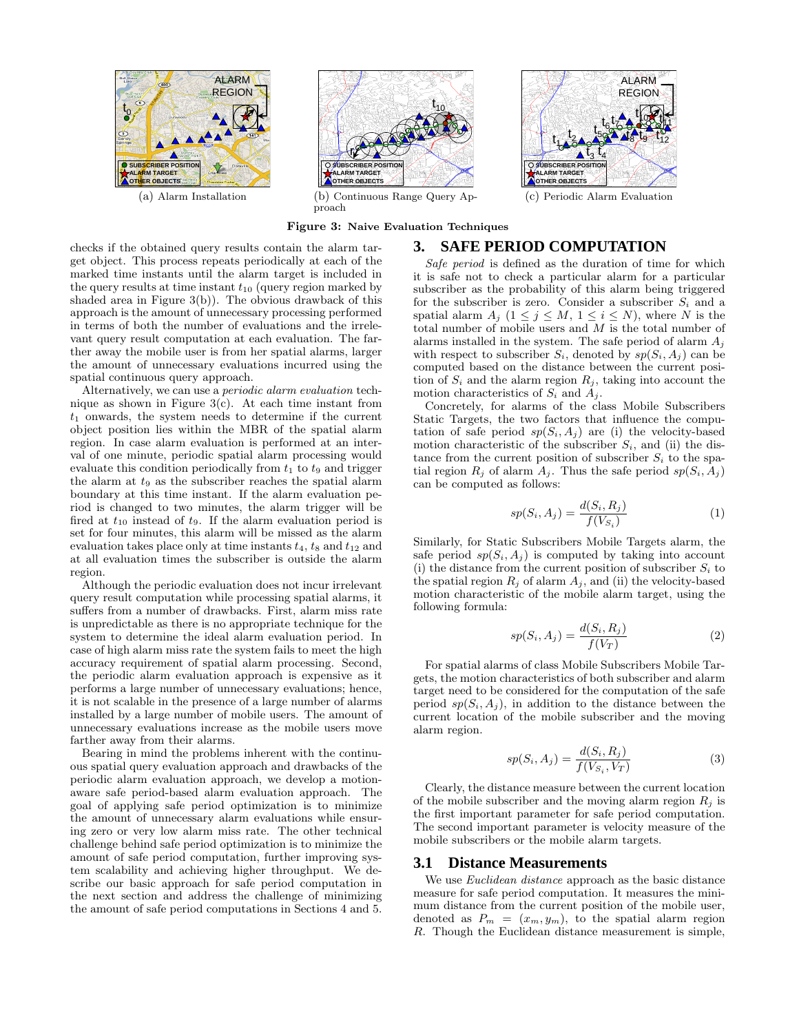(a) Alarm Installation

(b) Continuous Range Query Approach

(c) Periodic Alarm Evaluation

**Figure 3: Naive Evaluation Techniques**

checks if the obtained query results contain the alarm target object. This process repeats periodically at each of the marked time instants until the alarm target is included in the query results at time instant $t_{10}$ (query region marked by shaded area in Figure 3(b)). The obvious drawback of this approach is the amount of unnecessary processing performed in terms of both the number of evaluations and the irrelevant query result computation at each evaluation. The farther away the mobile user is from her spatial alarms, larger the amount of unnecessary evaluations incurred using the spatial continuous query approach.

Alternatively, we can use a *periodic alarm evaluation* technique as shown in Figure 3(c). At each time instant from $t_1$ onwards, the system needs to determine if the current object position lies within the MBR of the spatial alarm region. In case alarm evaluation is performed at an interval of one minute, periodic spatial alarm processing would evaluate this condition periodically from $t_1$ to $t_9$ and trigger the alarm at $t_9$ as the subscriber reaches the spatial alarm boundary at this time instant. If the alarm evaluation period is changed to two minutes, the alarm trigger will be fired at $t_{10}$ instead of $t_9$. If the alarm evaluation period is set for four minutes, this alarm will be missed as the alarm evaluation takes place only at time instants $t_4$, $t_8$ and $t_{12}$ and at all evaluation times the subscriber is outside the alarm region.

Although the periodic evaluation does not incur irrelevant query result computation while processing spatial alarms, it suffers from a number of drawbacks. First, alarm miss rate is unpredictable as there is no appropriate technique for the system to determine the ideal alarm evaluation period. In case of high alarm miss rate the system fails to meet the high accuracy requirement of spatial alarm processing. Second, the periodic alarm evaluation approach is expensive as it performs a large number of unnecessary evaluations; hence, it is not scalable in the presence of a large number of alarms installed by a large number of mobile users. The amount of unnecessary evaluations increase as the mobile users move farther away from their alarms.

Bearing in mind the problems inherent with the continuous spatial query evaluation approach and drawbacks of the periodic alarm evaluation approach, we develop a motion-aware safe period-based alarm evaluation approach. The goal of applying safe period optimization is to minimize the amount of unnecessary alarm evaluations while ensuring zero or very low alarm miss rate. The other technical challenge behind safe period optimization is to minimize the amount of safe period computation, further improving system scalability and achieving higher throughput. We describe our basic approach for safe period computation in the next section and address the challenge of minimizing the amount of safe period computations in Sections 4 and 5.

# 3. SAFE PERIOD COMPUTATION

*Safe period* is defined as the duration of time for which it is safe not to check a particular alarm for a particular subscriber as the probability of this alarm being triggered for the subscriber is zero. Consider a subscriber $S_i$ and a spatial alarm $A_j$ ($1 \le j \le M$, $1 \le i \le N$), where $N$ is the total number of mobile users and $M$ is the total number of alarms installed in the system. The safe period of alarm $A_j$ with respect to subscriber $S_i$, denoted by $sp(S_i, A_j)$ can be computed based on the distance between the current position of $S_i$ and the alarm region $R_j$, taking into account the motion characteristics of $S_i$ and $A_j$.

Concretely, for alarms of the class Mobile Subscribers Static Targets, the two factors that influence the computation of safe period $sp(S_i, A_j)$ are (i) the velocity-based motion characteristic of the subscriber $S_i$, and (ii) the distance from the current position of subscriber $S_i$ to the spatial region $R_j$ of alarm $A_j$. Thus the safe period $sp(S_i, A_j)$ can be computed as follows:

$$sp(S_i, A_j) = \frac{d(S_i, R_j)}{f(V_{S_i})} \tag{1}$$

Similarly, for Static Subscribers Mobile Targets alarm, the safe period $sp(S_i, A_j)$ is computed by taking into account (i) the distance from the current position of subscriber $S_i$ to the spatial region $R_j$ of alarm $A_j$, and (ii) the velocity-based motion characteristic of the mobile alarm target, using the following formula:

$$sp(S_i, A_j) = \frac{d(S_i, R_j)}{f(V_T)} \tag{2}$$

For spatial alarms of class Mobile Subscribers Mobile Targets, the motion characteristics of both subscriber and alarm target need to be considered for the computation of the safe period $sp(S_i, A_j)$, in addition to the distance between the current location of the mobile subscriber and the moving alarm region.

$$sp(S_i, A_j) = \frac{d(S_i, R_j)}{f(V_{S_i}, V_T)} \tag{3}$$

Clearly, the distance measure between the current location of the mobile subscriber and the moving alarm region $R_j$ is the first important parameter for safe period computation. The second important parameter is velocity measure of the mobile subscribers or the mobile alarm targets.

## 3.1 Distance Measurements

We use *Euclidean distance* approach as the basic distance measure for safe period computation. It measures the minimum distance from the current position of the mobile user, denoted as $P_m = (x_m, y_m)$, to the spatial alarm region $R$. Though the Euclidean distance measurement is simple,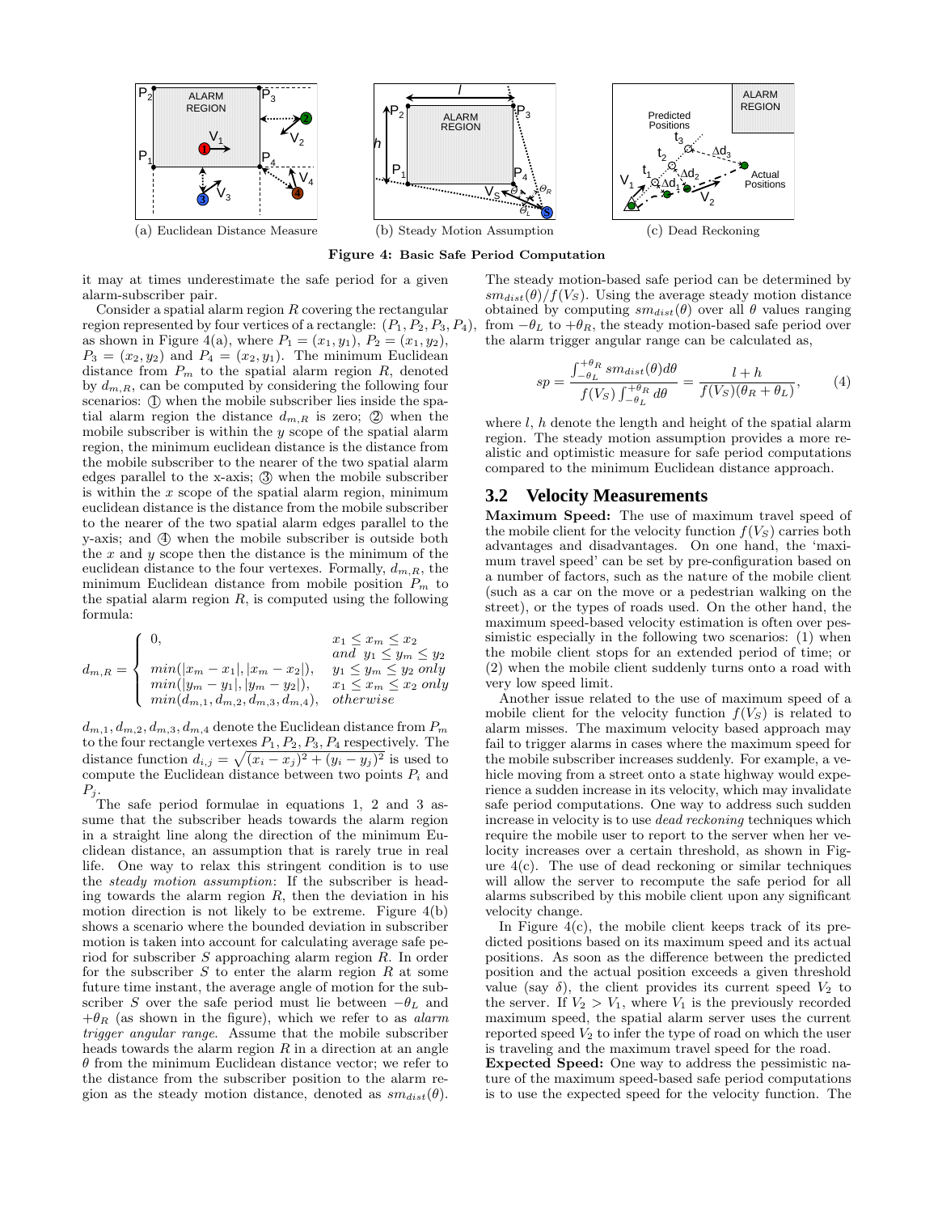(a) Euclidean Distance Measure (b) Steady Motion Assumption (c) Dead Reckoning

**Figure 4: Basic Safe Period Computation**

it may at times underestimate the safe period for a given alarm-subscriber pair.

Consider a spatial alarm region $R$ covering the rectangular region represented by four vertices of a rectangle: $(P_1, P_2, P_3, P_4)$, as shown in Figure 4(a), where $P_1 = (x_1, y_1)$, $P_2 = (x_1, y_2)$, $P_3 = (x_2, y_2)$ and $P_4 = (x_2, y_1)$. The minimum Euclidean distance from $P_m$ to the spatial alarm region $R$, denoted by $d_{m,R}$, can be computed by considering the following four scenarios: ① when the mobile subscriber lies inside the spatial alarm region the distance $d_{m,R}$ is zero; ② when the mobile subscriber is within the $y$ scope of the spatial alarm region, the minimum euclidean distance is the distance from the mobile subscriber to the nearer of the two spatial alarm edges parallel to the x-axis; ③ when the mobile subscriber is within the $x$ scope of the spatial alarm region, minimum euclidean distance is the distance from the mobile subscriber to the nearer of the two spatial alarm edges parallel to the y-axis; and ④ when the mobile subscriber is outside both the $x$ and $y$ scope then the distance is the minimum of the euclidean distance to the four vertexes. Formally, $d_{m,R}$, the minimum Euclidean distance from mobile position $P_m$ to the spatial alarm region $R$, is computed using the following formula:

$$d_{m,R} = \begin{cases} 0, & x_1 \leq x_m \leq x_2 \\ & and\ y_1 \leq y_m \leq y_2 \\ min(|x_m - x_1|, |x_m - x_2|), & y_1 \leq y_m \leq y_2\ only \\ min(|y_m - y_1|, |y_m - y_2|), & x_1 \leq x_m \leq x_2\ only \\ min(d_{m,1}, d_{m,2}, d_{m,3}, d_{m,4}), & otherwise \end{cases}$$

$d_{m,1}, d_{m,2}, d_{m,3}, d_{m,4}$ denote the Euclidean distance from $P_m$ to the four rectangle vertexes $P_1, P_2, P_3, P_4$ respectively. The distance function $d_{i,j} = \sqrt{(x_i - x_j)^2 + (y_i - y_j)^2}$ is used to compute the Euclidean distance between two points $P_i$ and $P_j$.

The safe period formulae in equations 1, 2 and 3 assume that the subscriber heads towards the alarm region in a straight line along the direction of the minimum Euclidean distance, an assumption that is rarely true in real life. One way to relax this stringent condition is to use the *steady motion assumption*: If the subscriber is heading towards the alarm region $R$, then the deviation in his motion direction is not likely to be extreme. Figure 4(b) shows a scenario where the bounded deviation in subscriber motion is taken into account for calculating average safe period for subscriber $S$ approaching alarm region $R$. In order for the subscriber $S$ to enter the alarm region $R$ at some future time instant, the average angle of motion for the subscriber $S$ over the safe period must lie between $-\theta_L$ and $+\theta_R$ (as shown in the figure), which we refer to as *alarm trigger angular range*. Assume that the mobile subscriber heads towards the alarm region $R$ in a direction at an angle $\theta$ from the minimum Euclidean distance vector; we refer to the distance from the subscriber position to the alarm region as the steady motion distance, denoted as $sm_{dist}(\theta)$. The steady motion-based safe period can be determined by $sm_{dist}(\theta)/f(V_S)$. Using the average steady motion distance obtained by computing $sm_{dist}(\theta)$ over all $\theta$ values ranging from $-\theta_L$ to $+\theta_R$, the steady motion-based safe period over the alarm trigger angular range can be calculated as,

$$sp = \frac{\int_{-\theta_L}^{+\theta_R} sm_{dist}(\theta)d\theta}{f(V_S)\int_{-\theta_L}^{+\theta_R} d\theta} = \frac{l + h}{f(V_S)(\theta_R + \theta_L)}, \qquad (4)$$

where $l$, $h$ denote the length and height of the spatial alarm region. The steady motion assumption provides a more realistic and optimistic measure for safe period computations compared to the minimum Euclidean distance approach.

## 3.2 Velocity Measurements

**Maximum Speed:** The use of maximum travel speed of the mobile client for the velocity function $f(V_S)$ carries both advantages and disadvantages. On one hand, the 'maximum travel speed' can be set by pre-configuration based on a number of factors, such as the nature of the mobile client (such as a car on the move or a pedestrian walking on the street), or the types of roads used. On the other hand, the maximum speed-based velocity estimation is often over pessimistic especially in the following two scenarios: (1) when the mobile client stops for an extended period of time; or (2) when the mobile client suddenly turns onto a road with very low speed limit.

Another issue related to the use of maximum speed of a mobile client for the velocity function $f(V_S)$ is related to alarm misses. The maximum velocity based approach may fail to trigger alarms in cases where the maximum speed for the mobile subscriber increases suddenly. For example, a vehicle moving from a street onto a state highway would experience a sudden increase in its velocity, which may invalidate safe period computations. One way to address such sudden increase in velocity is to use *dead reckoning* techniques which require the mobile user to report to the server when her velocity increases over a certain threshold, as shown in Figure 4(c). The use of dead reckoning or similar techniques will allow the server to recompute the safe period for all alarms subscribed by this mobile client upon any significant velocity change.

In Figure 4(c), the mobile client keeps track of its predicted positions based on its maximum speed and its actual positions. As soon as the difference between the predicted position and the actual position exceeds a given threshold value (say $\delta$), the client provides its current speed $V_2$ to the server. If $V_2 > V_1$, where $V_1$ is the previously recorded maximum speed, the spatial alarm server uses the current reported speed $V_2$ to infer the type of road on which the user is traveling and the maximum travel speed for the road.

**Expected Speed:** One way to address the pessimistic nature of the maximum speed-based safe period computations is to use the expected speed for the velocity function. The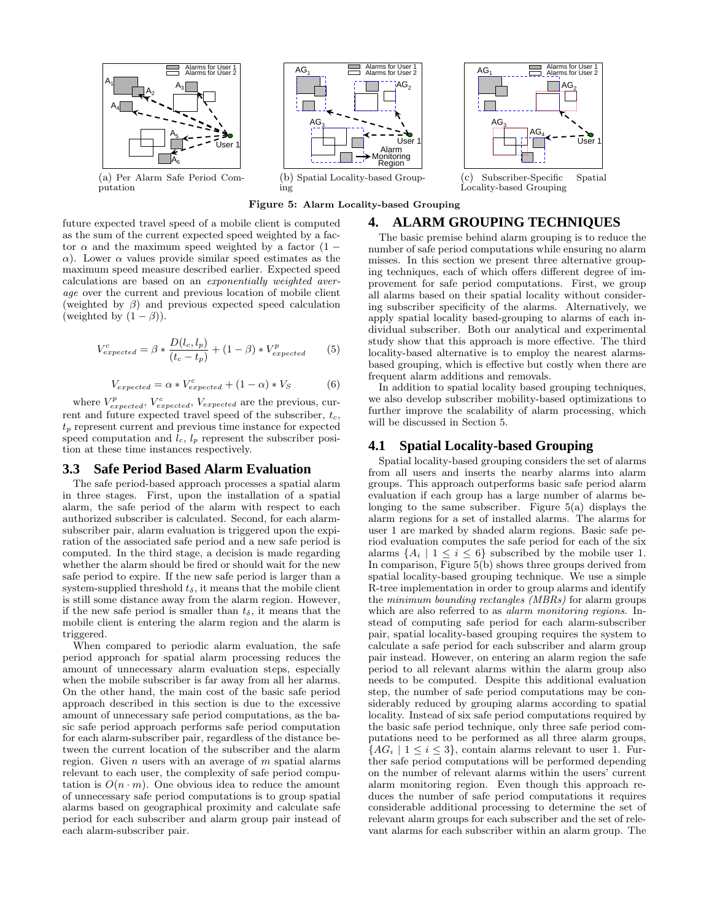Figure 5: Alarm Locality-based Grouping

(a) Per Alarm Safe Period Computation

(b) Spatial Locality-based Grouping

(c) Subscriber-Specific Spatial Locality-based Grouping

future expected travel speed of a mobile client is computed as the sum of the current expected speed weighted by a factor $\alpha$ and the maximum speed weighted by a factor $(1 - \alpha)$. Lower $\alpha$ values provide similar speed estimates as the maximum speed measure described earlier. Expected speed calculations are based on an *exponentially weighted average* over the current and previous location of mobile client (weighted by $\beta$) and previous expected speed calculation (weighted by $(1 - \beta)$).

$$V^c_{expected} = \beta * \frac{D(l_c, l_p)}{(t_c - t_p)} + (1 - \beta) * V^p_{expected} \quad (5)$$

$$V_{expected} = \alpha * V^c_{expected} + (1 - \alpha) * V_S \quad (6)$$

where $V^p_{expected}$, $V^c_{expected}$, $V_{expected}$ are the previous, current and future expected travel speed of the subscriber, $t_c$, $t_p$ represent current and previous time instance for expected speed computation and $l_c$, $l_p$ represent the subscriber position at these time instances respectively.

## 3.3 Safe Period Based Alarm Evaluation

The safe period-based approach processes a spatial alarm in three stages. First, upon the installation of a spatial alarm, the safe period of the alarm with respect to each authorized subscriber is calculated. Second, for each alarm-subscriber pair, alarm evaluation is triggered upon the expiration of the associated safe period and a new safe period is computed. In the third stage, a decision is made regarding whether the alarm should be fired or should wait for the new safe period to expire. If the new safe period is larger than a system-supplied threshold $t_\delta$, it means that the mobile client is still some distance away from the alarm region. However, if the new safe period is smaller than $t_\delta$, it means that the mobile client is entering the alarm region and the alarm is triggered.

When compared to periodic alarm evaluation, the safe period approach for spatial alarm processing reduces the amount of unnecessary alarm evaluation steps, especially when the mobile subscriber is far away from all her alarms. On the other hand, the main cost of the basic safe period approach described in this section is due to the excessive amount of unnecessary safe period computations, as the basic safe period approach performs safe period computation for each alarm-subscriber pair, regardless of the distance between the current location of the subscriber and the alarm region. Given $n$ users with an average of $m$ spatial alarms relevant to each user, the complexity of safe period computation is $O(n \cdot m)$. One obvious idea to reduce the amount of unnecessary safe period computations is to group spatial alarms based on geographical proximity and calculate safe period for each subscriber and alarm group pair instead of each alarm-subscriber pair.

# 4. ALARM GROUPING TECHNIQUES

The basic premise behind alarm grouping is to reduce the number of safe period computations while ensuring no alarm misses. In this section we present three alternative grouping techniques, each of which offers different degree of improvement for safe period computations. First, we group all alarms based on their spatial locality without considering subscriber specificity of the alarms. Alternatively, we apply spatial locality based-grouping to alarms of each individual subscriber. Both our analytical and experimental study show that this approach is more effective. The third locality-based alternative is to employ the nearest alarms-based grouping, which is effective but costly when there are frequent alarm additions and removals.

In addition to spatial locality based grouping techniques, we also develop subscriber mobility-based optimizations to further improve the scalability of alarm processing, which will be discussed in Section 5.

## 4.1 Spatial Locality-based Grouping

Spatial locality-based grouping considers the set of alarms from all users and inserts the nearby alarms into alarm groups. This approach outperforms basic safe period alarm evaluation if each group has a large number of alarms belonging to the same subscriber. Figure 5(a) displays the alarm regions for a set of installed alarms. The alarms for user 1 are marked by shaded alarm regions. Basic safe period evaluation computes the safe period for each of the six alarms $\{A_i \mid 1 \leq i \leq 6\}$ subscribed by the mobile user 1. In comparison, Figure 5(b) shows three groups derived from spatial locality-based grouping technique. We use a simple R-tree implementation in order to group alarms and identify the *minimum bounding rectangles (MBRs)* for alarm groups which are also referred to as *alarm monitoring regions*. Instead of computing safe period for each alarm-subscriber pair, spatial locality-based grouping requires the system to calculate a safe period for each subscriber and alarm group pair instead. However, on entering an alarm region the safe period to all relevant alarms within the alarm group also needs to be computed. Despite this additional evaluation step, the number of safe period computations may be considerably reduced by grouping alarms according to spatial locality. Instead of six safe period computations required by the basic safe period technique, only three safe period computations need to be performed as all three alarm groups, $\{AG_i \mid 1 \leq i \leq 3\}$, contain alarms relevant to user 1. Further safe period computations will be performed depending on the number of relevant alarms within the users' current alarm monitoring region. Even though this approach reduces the number of safe period computations it requires considerable additional processing to determine the set of relevant alarm groups for each subscriber and the set of relevant alarms for each subscriber within an alarm group. The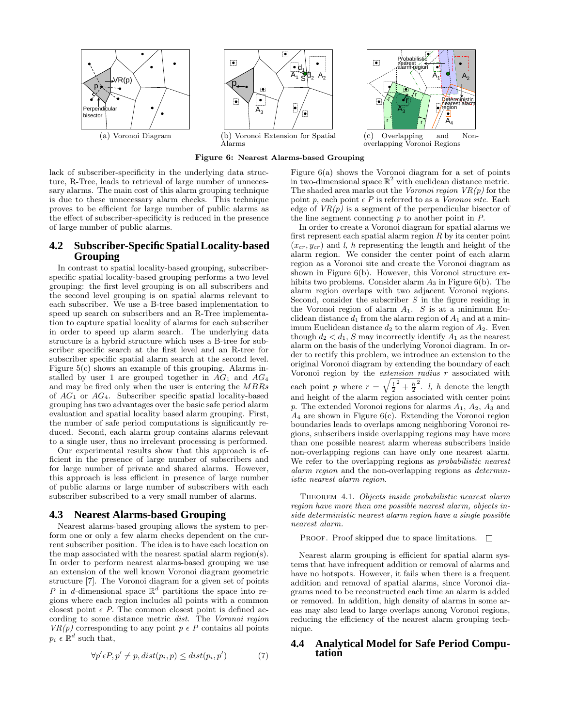(a) Voronoi Diagram

(b) Voronoi Extension for Spatial Alarms

(c) Overlapping and Non-overlapping Voronoi Regions

**Figure 6: Nearest Alarms-based Grouping**

lack of subscriber-specificity in the underlying data structure, R-Tree, leads to retrieval of large number of unnecessary alarms. The main cost of this alarm grouping technique is due to these unnecessary alarm checks. This technique proves to be efficient for large number of public alarms as the effect of subscriber-specificity is reduced in the presence of large number of public alarms.

## 4.2 Subscriber-Specific Spatial Locality-based Grouping

In contrast to spatial locality-based grouping, subscriber-specific spatial locality-based grouping performs a two level grouping: the first level grouping is on all subscribers and the second level grouping is on spatial alarms relevant to each subscriber. We use a B-tree based implementation to speed up search on subscribers and an R-Tree implementation to capture spatial locality of alarms for each subscriber in order to speed up alarm search. The underlying data structure is a hybrid structure which uses a B-tree for subscriber specific search at the first level and an R-tree for subscriber specific spatial alarm search at the second level. Figure 5(c) shows an example of this grouping. Alarms installed by user 1 are grouped together in $AG_1$ and $AG_4$ and may be fired only when the user is entering the *MBRs* of $AG_1$ or $AG_4$. Subscriber specific spatial locality-based grouping has two advantages over the basic safe period alarm evaluation and spatial locality based alarm grouping. First, the number of safe period computations is significantly reduced. Second, each alarm group contains alarms relevant to a single user, thus no irrelevant processing is performed.

Our experimental results show that this approach is efficient in the presence of large number of subscribers and for large number of private and shared alarms. However, this approach is less efficient in presence of large number of public alarms or large number of subscribers with each subscriber subscribed to a very small number of alarms.

## 4.3 Nearest Alarms-based Grouping

Nearest alarms-based grouping allows the system to perform one or only a few alarm checks dependent on the current subscriber position. The idea is to have each location on the map associated with the nearest spatial alarm region(s). In order to perform nearest alarms-based grouping we use an extension of the well known Voronoi diagram geometric structure [7]. The Voronoi diagram for a given set of points $P$ in $d$-dimensional space $\mathbb{R}^d$ partitions the space into regions where each region includes all points with a common closest point $\epsilon$ $P$. The common closest point is defined according to some distance metric *dist*. The *Voronoi region VR(p)* corresponding to any point $p \in P$ contains all points $p_i \in \mathbb{R}^d$ such that,

$$\forall p' \epsilon P, p' \neq p, dist(p_i, p) \leq dist(p_i, p') \tag{7}$$

Figure 6(a) shows the Voronoi diagram for a set of points in two-dimensional space $\mathbb{R}^2$ with euclidean distance metric. The shaded area marks out the *Voronoi region VR(p)* for the point $p$, each point $\epsilon$ $P$ is referred to as a *Voronoi site*. Each edge of *VR(p)* is a segment of the perpendicular bisector of the line segment connecting $p$ to another point in $P$.

In order to create a Voronoi diagram for spatial alarms we first represent each spatial alarm region $R$ by its center point $(x_{cr}, y_{cr})$ and $l$, $h$ representing the length and height of the alarm region. We consider the center point of each alarm region as a Voronoi site and create the Voronoi diagram as shown in Figure 6(b). However, this Voronoi structure exhibits two problems. Consider alarm $A_3$ in Figure 6(b). The alarm region overlaps with two adjacent Voronoi regions. Second, consider the subscriber $S$ in the figure residing in the Voronoi region of alarm $A_1$. $S$ is at a minimum Euclidean distance $d_1$ from the alarm region of $A_1$ and at a minimum Euclidean distance $d_2$ to the alarm region of $A_2$. Even though $d_2 < d_1$, $S$ may incorrectly identify $A_1$ as the nearest alarm on the basis of the underlying Voronoi diagram. In order to rectify this problem, we introduce an extension to the original Voronoi diagram by extending the boundary of each Voronoi region by the *extension radius* $r$ associated with each point $p$ where $r = \sqrt{\frac{l}{2}^2 + \frac{h}{2}^2}$. $l$, $h$ denote the length and height of the alarm region associated with center point $p$. The extended Voronoi regions for alarms $A_1$, $A_2$, $A_3$ and $A_4$ are shown in Figure 6(c). Extending the Voronoi region boundaries leads to overlaps among neighboring Voronoi regions, subscribers inside overlapping regions may have more than one possible nearest alarm whereas subscribers inside non-overlapping regions can have only one nearest alarm. We refer to the overlapping regions as *probabilistic nearest alarm region* and the non-overlapping regions as *deterministic nearest alarm region*.

THEOREM 4.1. *Objects inside probabilistic nearest alarm region have more than one possible nearest alarm, objects inside deterministic nearest alarm region have a single possible nearest alarm.*

PROOF. Proof skipped due to space limitations. □

Nearest alarm grouping is efficient for spatial alarm systems that have infrequent addition or removal of alarms and have no hotspots. However, it fails when there is a frequent addition and removal of spatial alarms, since Voronoi diagrams need to be reconstructed each time an alarm is added or removed. In addition, high density of alarms in some areas may also lead to large overlaps among Voronoi regions, reducing the efficiency of the nearest alarm grouping technique.

## 4.4 Analytical Model for Safe Period Computation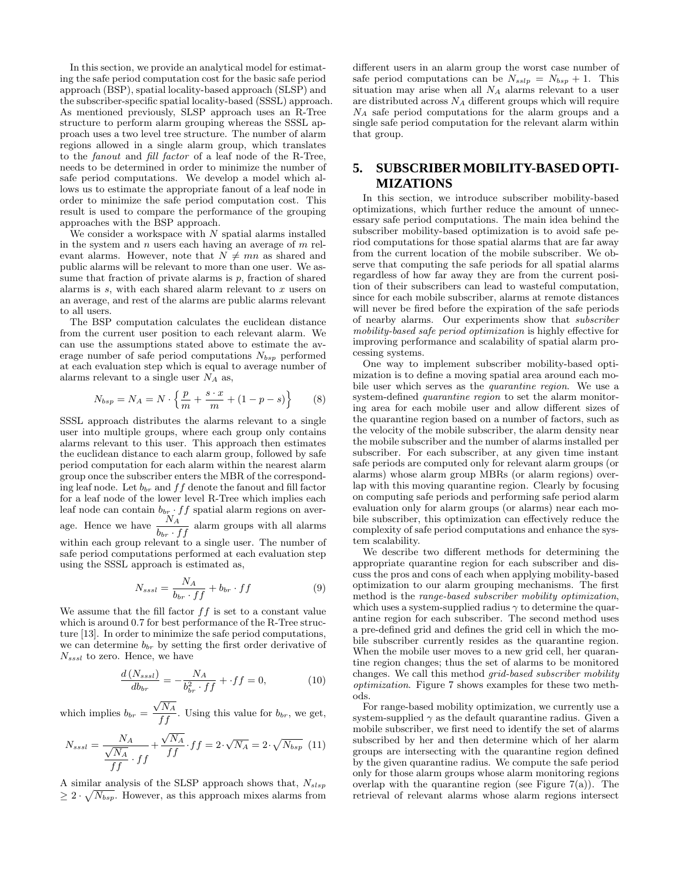In this section, we provide an analytical model for estimating the safe period computation cost for the basic safe period approach (BSP), spatial locality-based approach (SLSP) and the subscriber-specific spatial locality-based (SSSL) approach. As mentioned previously, SLSP approach uses an R-Tree structure to perform alarm grouping whereas the SSSL approach uses a two level tree structure. The number of alarm regions allowed in a single alarm group, which translates to the *fanout* and *fill factor* of a leaf node of the R-Tree, needs to be determined in order to minimize the number of safe period computations. We develop a model which allows us to estimate the appropriate fanout of a leaf node in order to minimize the safe period computation cost. This result is used to compare the performance of the grouping approaches with the BSP approach.

We consider a workspace with $N$ spatial alarms installed in the system and $n$ users each having an average of $m$ relevant alarms. However, note that $N \neq mn$ as shared and public alarms will be relevant to more than one user. We assume that fraction of private alarms is $p$, fraction of shared alarms is $s$, with each shared alarm relevant to $x$ users on an average, and rest of the alarms are public alarms relevant to all users.

The BSP computation calculates the euclidean distance from the current user position to each relevant alarm. We can use the assumptions stated above to estimate the average number of safe period computations $N_{bsp}$ performed at each evaluation step which is equal to average number of alarms relevant to a single user $N_A$ as,

$$N_{bsp} = N_A = N \cdot \left\{ \frac{p}{m} + \frac{s \cdot x}{m} + (1 - p - s) \right\} \tag{8}$$

SSSL approach distributes the alarms relevant to a single user into multiple groups, where each group only contains alarms relevant to this user. This approach then estimates the euclidean distance to each alarm group, followed by safe period computation for each alarm within the nearest alarm group once the subscriber enters the MBR of the corresponding leaf node. Let $b_{br}$ and $ff$ denote the fanout and fill factor for a leaf node of the lower level R-Tree which implies each leaf node can contain $b_{br} \cdot ff$ spatial alarm regions on average. Hence we have $\frac{N_A}{b_{br} \cdot ff}$ alarm groups with all alarms within each group relevant to a single user. The number of safe period computations performed at each evaluation step using the SSSL approach is estimated as,

$$N_{sssl} = \frac{N_A}{b_{br} \cdot ff} + b_{br} \cdot ff \tag{9}$$

We assume that the fill factor $ff$ is set to a constant value which is around 0.7 for best performance of the R-Tree structure [13]. In order to minimize the safe period computations, we can determine $b_{br}$ by setting the first order derivative of $N_{sssl}$ to zero. Hence, we have

$$\frac{d\,(N_{sssl})}{db_{br}} = -\frac{N_A}{b_{br}^2 \cdot ff} + \cdot ff = 0, \tag{10}$$

which implies $b_{br} = \frac{\sqrt{N_A}}{ff}$. Using this value for $b_{br}$, we get,

$$N_{sssl} = \frac{N_A}{\frac{\sqrt{N_A}}{ff} \cdot ff} + \frac{\sqrt{N_A}}{ff} \cdot ff = 2 \cdot \sqrt{N_A} = 2 \cdot \sqrt{N_{bsp}} \tag{11}$$

A similar analysis of the SLSP approach shows that, $N_{slsp} \geq 2 \cdot \sqrt{N_{bsp}}$. However, as this approach mixes alarms from different users in an alarm group the worst case number of safe period computations can be $N_{sslp} = N_{bsp} + 1$. This situation may arise when all $N_A$ alarms relevant to a user are distributed across $N_A$ different groups which will require $N_A$ safe period computations for the alarm groups and a single safe period computation for the relevant alarm within that group.

# 5. SUBSCRIBER MOBILITY-BASED OPTIMIZATIONS

In this section, we introduce subscriber mobility-based optimizations, which further reduce the amount of unnecessary safe period computations. The main idea behind the subscriber mobility-based optimization is to avoid safe period computations for those spatial alarms that are far away from the current location of the mobile subscriber. We observe that computing the safe periods for all spatial alarms regardless of how far away they are from the current position of their subscribers can lead to wasteful computation, since for each mobile subscriber, alarms at remote distances will never be fired before the expiration of the safe periods of nearby alarms. Our experiments show that *subscriber mobility-based safe period optimization* is highly effective for improving performance and scalability of spatial alarm processing systems.

One way to implement subscriber mobility-based optimization is to define a moving spatial area around each mobile user which serves as the *quarantine region*. We use a system-defined *quarantine region* to set the alarm monitoring area for each mobile user and allow different sizes of the quarantine region based on a number of factors, such as the velocity of the mobile subscriber, the alarm density near the mobile subscriber and the number of alarms installed per subscriber. For each subscriber, at any given time instant safe periods are computed only for relevant alarm groups (or alarms) whose alarm group MBRs (or alarm regions) overlap with this moving quarantine region. Clearly by focusing on computing safe periods and performing safe period alarm evaluation only for alarm groups (or alarms) near each mobile subscriber, this optimization can effectively reduce the complexity of safe period computations and enhance the system scalability.

We describe two different methods for determining the appropriate quarantine region for each subscriber and discuss the pros and cons of each when applying mobility-based optimization to our alarm grouping mechanisms. The first method is the *range-based subscriber mobility optimization*, which uses a system-supplied radius $\gamma$ to determine the quarantine region for each subscriber. The second method uses a pre-defined grid and defines the grid cell in which the mobile subscriber currently resides as the quarantine region. When the mobile user moves to a new grid cell, her quarantine region changes; thus the set of alarms to be monitored changes. We call this method *grid-based subscriber mobility optimization*. Figure 7 shows examples for these two methods.

For range-based mobility optimization, we currently use a system-supplied $\gamma$ as the default quarantine radius. Given a mobile subscriber, we first need to identify the set of alarms subscribed by her and then determine which of her alarm groups are intersecting with the quarantine region defined by the given quarantine radius. We compute the safe period only for those alarm groups whose alarm monitoring regions overlap with the quarantine region (see Figure 7(a)). The retrieval of relevant alarms whose alarm regions intersect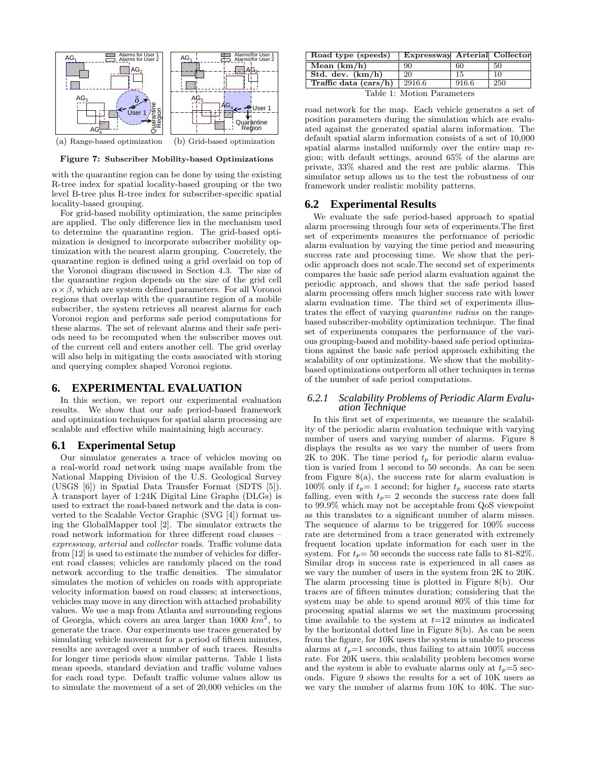(a) Range-based optimization (b) Grid-based optimization

**Figure 7: Subscriber Mobility-based Optimizations**

with the quarantine region can be done by using the existing R-tree index for spatial locality-based grouping or the two level B-tree plus R-tree index for subscriber-specific spatial locality-based grouping.

For grid-based mobility optimization, the same principles are applied. The only difference lies in the mechanism used to determine the quarantine region. The grid-based optimization is designed to incorporate subscriber mobility optimization with the nearest alarm grouping. Concretely, the quarantine region is defined using a grid overlaid on top of the Voronoi diagram discussed in Section 4.3. The size of the quarantine region depends on the size of the grid cell $\alpha \times \beta$, which are system defined parameters. For all Voronoi regions that overlap with the quarantine region of a mobile subscriber, the system retrieves all nearest alarms for each Voronoi region and performs safe period computations for these alarms. The set of relevant alarms and their safe periods need to be recomputed when the subscriber moves out of the current cell and enters another cell. The grid overlay will also help in mitigating the costs associated with storing and querying complex shaped Voronoi regions.

# 6. EXPERIMENTAL EVALUATION

In this section, we report our experimental evaluation results. We show that our safe period-based framework and optimization techniques for spatial alarm processing are scalable and effective while maintaining high accuracy.

## 6.1 Experimental Setup

Our simulator generates a trace of vehicles moving on a real-world road network using maps available from the National Mapping Division of the U.S. Geological Survey (USGS [6]) in Spatial Data Transfer Format (SDTS [5]). A transport layer of 1:24K Digital Line Graphs (DLGs) is used to extract the road-based network and the data is converted to the Scalable Vector Graphic (SVG [4]) format using the GlobalMapper tool [2]. The simulator extracts the road network information for three different road classes – *expressway*, *arterial* and *collector* roads. Traffic volume data from [12] is used to estimate the number of vehicles for different road classes; vehicles are randomly placed on the road network according to the traffic densities. The simulator simulates the motion of vehicles on roads with appropriate velocity information based on road classes; at intersections, vehicles may move in any direction with attached probability values. We use a map from Atlanta and surrounding regions of Georgia, which covers an area larger than 1000 $km^2$, to generate the trace. Our experiments use traces generated by simulating vehicle movement for a period of fifteen minutes, results are averaged over a number of such traces. Results for longer time periods show similar patterns. Table 1 lists mean speeds, standard deviation and traffic volume values for each road type. Default traffic volume values allow us to simulate the movement of a set of 20,000 vehicles on the road network for the map. Each vehicle generates a set of position parameters during the simulation which are evaluated against the generated spatial alarm information. The default spatial alarm information consists of a set of 10,000 spatial alarms installed uniformly over the entire map region; with default settings, around 65% of the alarms are private, 33% shared and the rest are public alarms. This simulator setup allows us to the test the robustness of our framework under realistic mobility patterns.

| Road type (speeds) | Expressway | Arterial | Collector |
|---|---|---|---|
| Mean (km/h) | 90 | 60 | 50 |
| Std. dev. (km/h) | 20 | 15 | 10 |
| Traffic data (cars/h) | 2916.6 | 916.6 | 250 |

Table 1: Motion Parameters

## 6.2 Experimental Results

We evaluate the safe period-based approach to spatial alarm processing through four sets of experiments.The first set of experiments measures the performance of periodic alarm evaluation by varying the time period and measuring success rate and processing time. We show that the periodic approach does not scale.The second set of experiments compares the basic safe period alarm evaluation against the periodic approach, and shows that the safe period based alarm processing offers much higher success rate with lower alarm evaluation time. The third set of experiments illustrates the effect of varying *quarantine radius* on the range-based subscriber-mobility optimization technique. The final set of experiments compares the performance of the various grouping-based and mobility-based safe period optimizations against the basic safe period approach exhibiting the scalability of our optimizations. We show that the mobility-based optimizations outperform all other techniques in terms of the number of safe period computations.

### 6.2.1 Scalability Problems of Periodic Alarm Evaluation Technique

In this first set of experiments, we measure the scalability of the periodic alarm evaluation technique with varying number of users and varying number of alarms. Figure 8 displays the results as we vary the number of users from 2K to 20K. The time period $t_p$ for periodic alarm evaluation is varied from 1 second to 50 seconds. As can be seen from Figure 8(a), the success rate for alarm evaluation is 100% only if $t_p$= 1 second; for higher $t_p$ success rate starts falling, even with $t_p$= 2 seconds the success rate does fall to 99.9% which may not be acceptable from QoS viewpoint as this translates to a significant number of alarm misses. The sequence of alarms to be triggered for 100% success rate are determined from a trace generated with extremely frequent location update information for each user in the system. For $t_p$= 50 seconds the success rate falls to 81-82%. Similar drop in success rate is experienced in all cases as we vary the number of users in the system from 2K to 20K. The alarm processing time is plotted in Figure 8(b). Our traces are of fifteen minutes duration; considering that the system may be able to spend around 80% of this time for processing spatial alarms we set the maximum processing time available to the system at $t$=12 minutes as indicated by the horizontal dotted line in Figure 8(b). As can be seen from the figure, for 10K users the system is unable to process alarms at $t_p$=1 seconds, thus failing to attain 100% success rate. For 20K users, this scalability problem becomes worse and the system is able to evaluate alarms only at $t_p$=5 seconds. Figure 9 shows the results for a set of 10K users as we vary the number of alarms from 10K to 40K. The suc-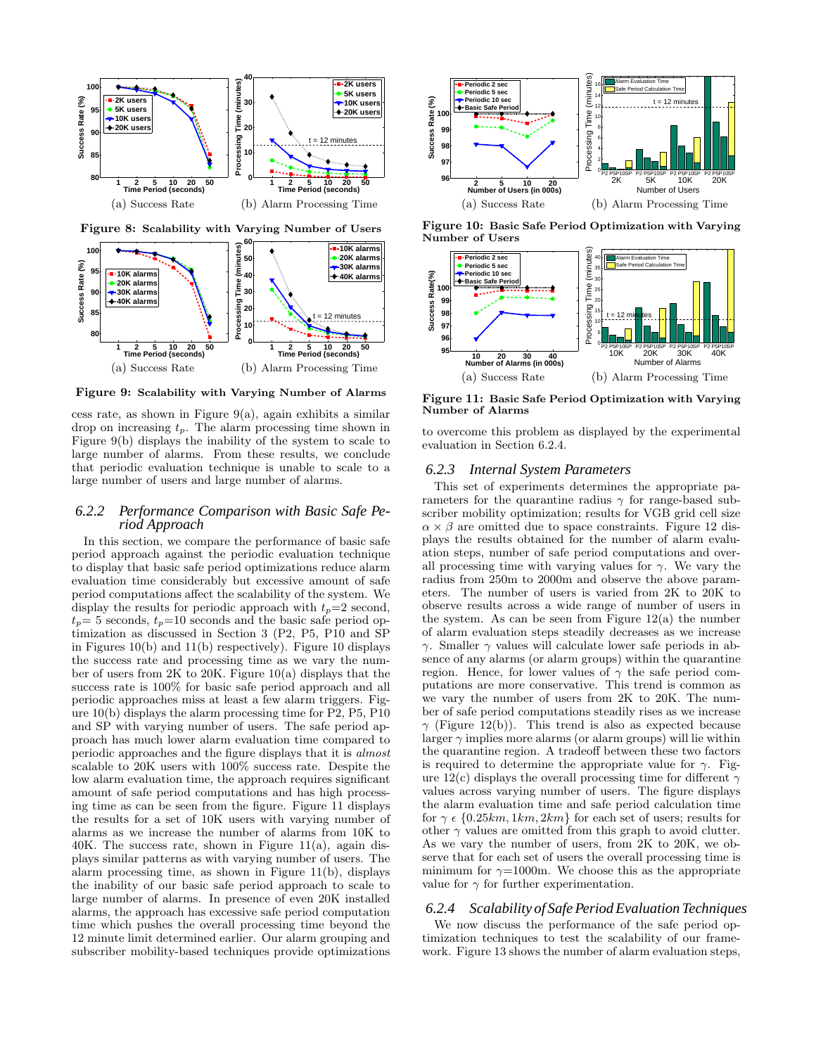(a) Success Rate (b) Alarm Processing Time

**Figure 8: Scalability with Varying Number of Users**

(a) Success Rate (b) Alarm Processing Time

**Figure 9: Scalability with Varying Number of Alarms**

cess rate, as shown in Figure 9(a), again exhibits a similar drop on increasing $t_p$. The alarm processing time shown in Figure 9(b) displays the inability of the system to scale to large number of alarms. From these results, we conclude that periodic evaluation technique is unable to scale to a large number of users and large number of alarms.

### 6.2.2 Performance Comparison with Basic Safe Period Approach

In this section, we compare the performance of basic safe period approach against the periodic evaluation technique to display that basic safe period optimizations reduce alarm evaluation time considerably but excessive amount of safe period computations affect the scalability of the system. We display the results for periodic approach with $t_p$=2 second, $t_p$= 5 seconds, $t_p$=10 seconds and the basic safe period optimization as discussed in Section 3 (P2, P5, P10 and SP in Figures 10(b) and 11(b) respectively). Figure 10 displays the success rate and processing time as we vary the number of users from 2K to 20K. Figure 10(a) displays that the success rate is 100% for basic safe period approach and all periodic approaches miss at least a few alarm triggers. Figure 10(b) displays the alarm processing time for P2, P5, P10 and SP with varying number of users. The safe period approach has much lower alarm evaluation time compared to periodic approaches and the figure displays that it is *almost* scalable to 20K users with 100% success rate. Despite the low alarm evaluation time, the approach requires significant amount of safe period computations and has high processing time as can be seen from the figure. Figure 11 displays the results for a set of 10K users with varying number of alarms as we increase the number of alarms from 10K to 40K. The success rate, shown in Figure 11(a), again displays similar patterns as with varying number of users. The alarm processing time, as shown in Figure 11(b), displays the inability of our basic safe period approach to scale to large number of alarms. In presence of even 20K installed alarms, the approach has excessive safe period computation time which pushes the overall processing time beyond the 12 minute limit determined earlier. Our alarm grouping and subscriber mobility-based techniques provide optimizations to overcome this problem as displayed by the experimental evaluation in Section 6.2.4.

(a) Success Rate (b) Alarm Processing Time

**Figure 10: Basic Safe Period Optimization with Varying Number of Users**

(a) Success Rate (b) Alarm Processing Time

**Figure 11: Basic Safe Period Optimization with Varying Number of Alarms**

### 6.2.3 Internal System Parameters

This set of experiments determines the appropriate parameters for the quarantine radius $\gamma$ for range-based subscriber mobility optimization; results for VGB grid cell size $\alpha \times \beta$ are omitted due to space constraints. Figure 12 displays the results obtained for the number of alarm evaluation steps, number of safe period computations and overall processing time with varying values for $\gamma$. We vary the radius from 250m to 2000m and observe the above parameters. The number of users is varied from 2K to 20K to observe results across a wide range of number of users in the system. As can be seen from Figure 12(a) the number of alarm evaluation steps steadily decreases as we increase $\gamma$. Smaller $\gamma$ values will calculate lower safe periods in absence of any alarms (or alarm groups) within the quarantine region. Hence, for lower values of $\gamma$ the safe period computations are more conservative. This trend is common as we vary the number of users from 2K to 20K. The number of safe period computations steadily rises as we increase $\gamma$ (Figure 12(b)). This trend is also as expected because larger $\gamma$ implies more alarms (or alarm groups) will lie within the quarantine region. A tradeoff between these two factors is required to determine the appropriate value for $\gamma$. Figure 12(c) displays the overall processing time for different $\gamma$ values across varying number of users. The figure displays the alarm evaluation time and safe period calculation time for $\gamma \in \{0.25km, 1km, 2km\}$ for each set of users; results for other $\gamma$ values are omitted from this graph to avoid clutter. As we vary the number of users, from 2K to 20K, we observe that for each set of users the overall processing time is minimum for $\gamma$=1000m. We choose this as the appropriate value for $\gamma$ for further experimentation.

### 6.2.4 Scalability of Safe Period Evaluation Techniques

We now discuss the performance of the safe period optimization techniques to test the scalability of our framework. Figure 13 shows the number of alarm evaluation steps,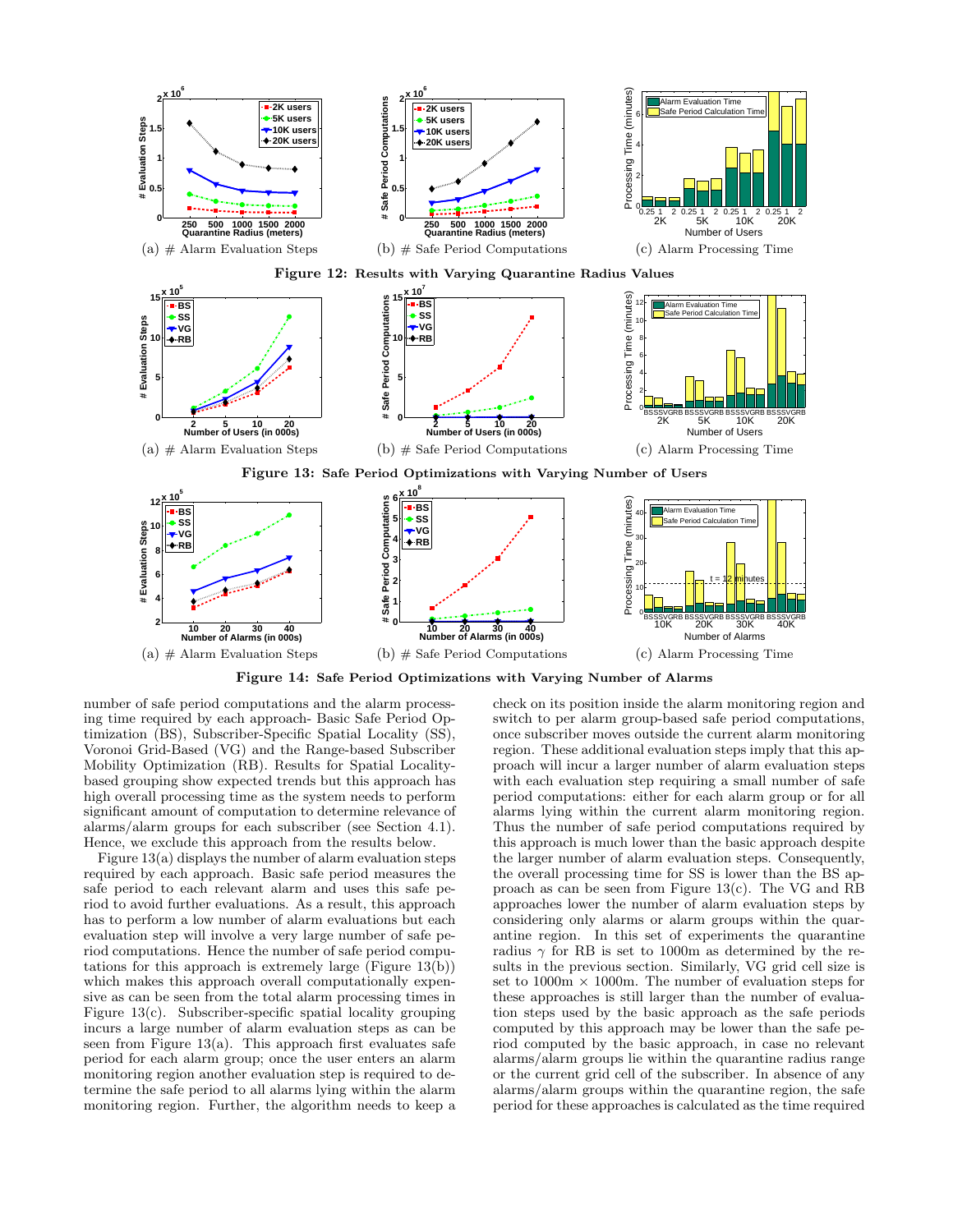(a) # Alarm Evaluation Steps

(b) # Safe Period Computations

(c) Alarm Processing Time

**Figure 12: Results with Varying Quarantine Radius Values**

(a) # Alarm Evaluation Steps

(b) # Safe Period Computations

(c) Alarm Processing Time

**Figure 13: Safe Period Optimizations with Varying Number of Users**

(a) # Alarm Evaluation Steps

(b) # Safe Period Computations

(c) Alarm Processing Time

**Figure 14: Safe Period Optimizations with Varying Number of Alarms**

number of safe period computations and the alarm processing time required by each approach- Basic Safe Period Optimization (BS), Subscriber-Specific Spatial Locality (SS), Voronoi Grid-Based (VG) and the Range-based Subscriber Mobility Optimization (RB). Results for Spatial Locality-based grouping show expected trends but this approach has high overall processing time as the system needs to perform significant amount of computation to determine relevance of alarms/alarm groups for each subscriber (see Section 4.1). Hence, we exclude this approach from the results below.

Figure 13(a) displays the number of alarm evaluation steps required by each approach. Basic safe period measures the safe period to each relevant alarm and uses this safe period to avoid further evaluations. As a result, this approach has to perform a low number of alarm evaluations but each evaluation step will involve a very large number of safe period computations. Hence the number of safe period computations for this approach is extremely large (Figure 13(b)) which makes this approach overall computationally expensive as can be seen from the total alarm processing times in Figure 13(c). Subscriber-specific spatial locality grouping incurs a large number of alarm evaluation steps as can be seen from Figure 13(a). This approach first evaluates safe period for each alarm group; once the user enters an alarm monitoring region another evaluation step is required to determine the safe period to all alarms lying within the alarm monitoring region. Further, the algorithm needs to keep a check on its position inside the alarm monitoring region and switch to per alarm group-based safe period computations, once subscriber moves outside the current alarm monitoring region. These additional evaluation steps imply that this approach will incur a larger number of alarm evaluation steps with each evaluation step requiring a small number of safe period computations: either for each alarm group or for all alarms lying within the current alarm monitoring region. Thus the number of safe period computations required by this approach is much lower than the basic approach despite the larger number of alarm evaluation steps. Consequently, the overall processing time for SS is lower than the BS approach as can be seen from Figure 13(c). The VG and RB approaches lower the number of alarm evaluation steps by considering only alarms or alarm groups within the quarantine region. In this set of experiments the quarantine radius $\gamma$ for RB is set to 1000m as determined by the results in the previous section. Similarly, VG grid cell size is set to 1000m $\times$ 1000m. The number of evaluation steps for these approaches is still larger than the number of evaluation steps used by the basic approach as the safe periods computed by this approach may be lower than the safe period computed by the basic approach, in case no relevant alarms/alarm groups lie within the quarantine radius range or the current grid cell of the subscriber. In absence of any alarms/alarm groups within the quarantine region, the safe period for these approaches is calculated as the time required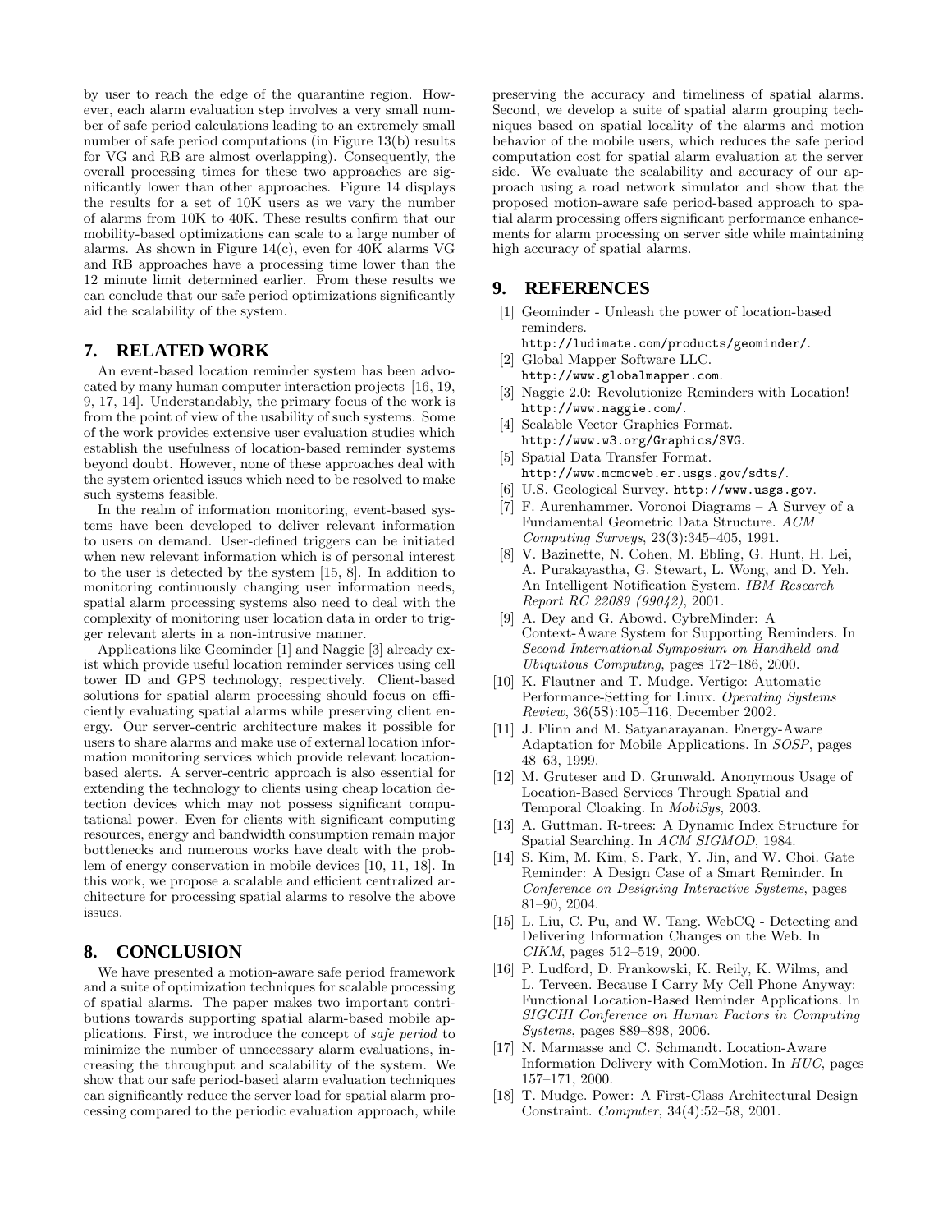by user to reach the edge of the quarantine region. However, each alarm evaluation step involves a very small number of safe period calculations leading to an extremely small number of safe period computations (in Figure 13(b) results for VG and RB are almost overlapping). Consequently, the overall processing times for these two approaches are significantly lower than other approaches. Figure 14 displays the results for a set of 10K users as we vary the number of alarms from 10K to 40K. These results confirm that our mobility-based optimizations can scale to a large number of alarms. As shown in Figure 14(c), even for 40K alarms VG and RB approaches have a processing time lower than the 12 minute limit determined earlier. From these results we can conclude that our safe period optimizations significantly aid the scalability of the system.

## 7. RELATED WORK

An event-based location reminder system has been advocated by many human computer interaction projects [16, 19, 9, 17, 14]. Understandably, the primary focus of the work is from the point of view of the usability of such systems. Some of the work provides extensive user evaluation studies which establish the usefulness of location-based reminder systems beyond doubt. However, none of these approaches deal with the system oriented issues which need to be resolved to make such systems feasible.

In the realm of information monitoring, event-based systems have been developed to deliver relevant information to users on demand. User-defined triggers can be initiated when new relevant information which is of personal interest to the user is detected by the system [15, 8]. In addition to monitoring continuously changing user information needs, spatial alarm processing systems also need to deal with the complexity of monitoring user location data in order to trigger relevant alerts in a non-intrusive manner.

Applications like Geominder [1] and Naggie [3] already exist which provide useful location reminder services using cell tower ID and GPS technology, respectively. Client-based solutions for spatial alarm processing should focus on efficiently evaluating spatial alarms while preserving client energy. Our server-centric architecture makes it possible for users to share alarms and make use of external location information monitoring services which provide relevant location-based alerts. A server-centric approach is also essential for extending the technology to clients using cheap location detection devices which may not possess significant computational power. Even for clients with significant computing resources, energy and bandwidth consumption remain major bottlenecks and numerous works have dealt with the problem of energy conservation in mobile devices [10, 11, 18]. In this work, we propose a scalable and efficient centralized architecture for processing spatial alarms to resolve the above issues.

## 8. CONCLUSION

We have presented a motion-aware safe period framework and a suite of optimization techniques for scalable processing of spatial alarms. The paper makes two important contributions towards supporting spatial alarm-based mobile applications. First, we introduce the concept of *safe period* to minimize the number of unnecessary alarm evaluations, increasing the throughput and scalability of the system. We show that our safe period-based alarm evaluation techniques can significantly reduce the server load for spatial alarm processing compared to the periodic evaluation approach, while preserving the accuracy and timeliness of spatial alarms. Second, we develop a suite of spatial alarm grouping techniques based on spatial locality of the alarms and motion behavior of the mobile users, which reduces the safe period computation cost for spatial alarm evaluation at the server side. We evaluate the scalability and accuracy of our approach using a road network simulator and show that the proposed motion-aware safe period-based approach to spatial alarm processing offers significant performance enhancements for alarm processing on server side while maintaining high accuracy of spatial alarms.

## 9. REFERENCES

[1] Geominder - Unleash the power of location-based reminders. http://ludimate.com/products/geominder/.

[2] Global Mapper Software LLC. http://www.globalmapper.com.

[3] Naggie 2.0: Revolutionize Reminders with Location! http://www.naggie.com/.

[4] Scalable Vector Graphics Format. http://www.w3.org/Graphics/SVG.

[5] Spatial Data Transfer Format. http://www.mcmcweb.er.usgs.gov/sdts/.

[6] U.S. Geological Survey. http://www.usgs.gov.

[7] F. Aurenhammer. Voronoi Diagrams – A Survey of a Fundamental Geometric Data Structure. *ACM Computing Surveys*, 23(3):345–405, 1991.

[8] V. Bazinette, N. Cohen, M. Ebling, G. Hunt, H. Lei, A. Purakayastha, G. Stewart, L. Wong, and D. Yeh. An Intelligent Notification System. *IBM Research Report RC 22089 (99042)*, 2001.

[9] A. Dey and G. Abowd. CybreMinder: A Context-Aware System for Supporting Reminders. In *Second International Symposium on Handheld and Ubiquitous Computing*, pages 172–186, 2000.

[10] K. Flautner and T. Mudge. Vertigo: Automatic Performance-Setting for Linux. *Operating Systems Review*, 36(5S):105–116, December 2002.

[11] J. Flinn and M. Satyanarayanan. Energy-Aware Adaptation for Mobile Applications. In *SOSP*, pages 48–63, 1999.

[12] M. Gruteser and D. Grunwald. Anonymous Usage of Location-Based Services Through Spatial and Temporal Cloaking. In *MobiSys*, 2003.

[13] A. Guttman. R-trees: A Dynamic Index Structure for Spatial Searching. In *ACM SIGMOD*, 1984.

[14] S. Kim, M. Kim, S. Park, Y. Jin, and W. Choi. Gate Reminder: A Design Case of a Smart Reminder. In *Conference on Designing Interactive Systems*, pages 81–90, 2004.

[15] L. Liu, C. Pu, and W. Tang. WebCQ - Detecting and Delivering Information Changes on the Web. In *CIKM*, pages 512–519, 2000.

[16] P. Ludford, D. Frankowski, K. Reily, K. Wilms, and L. Terveen. Because I Carry My Cell Phone Anyway: Functional Location-Based Reminder Applications. In *SIGCHI Conference on Human Factors in Computing Systems*, pages 889–898, 2006.

[17] N. Marmasse and C. Schmandt. Location-Aware Information Delivery with ComMotion. In *HUC*, pages 157–171, 2000.

[18] T. Mudge. Power: A First-Class Architectural Design Constraint. *Computer*, 34(4):52–58, 2001.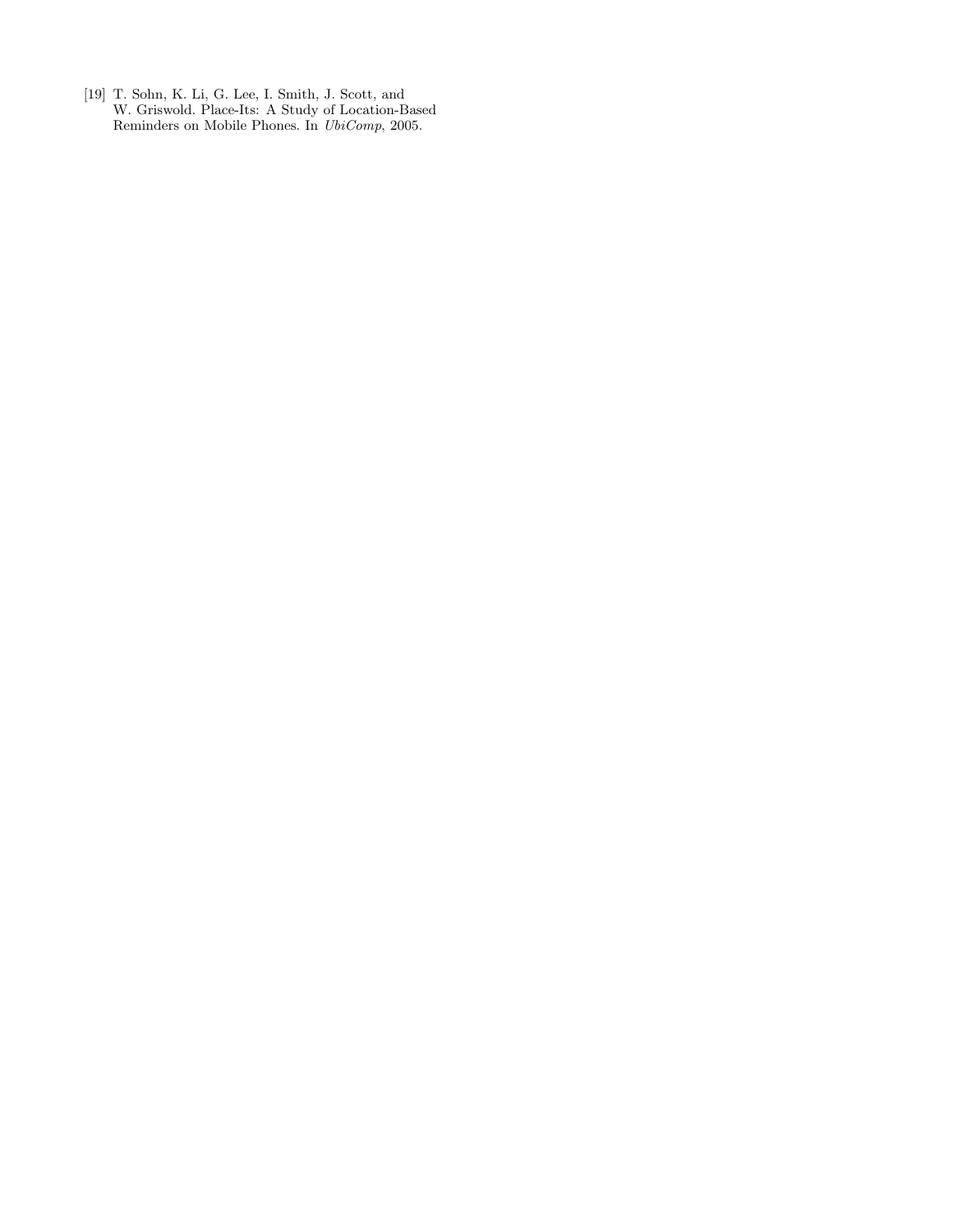[19] T. Sohn, K. Li, G. Lee, I. Smith, J. Scott, and W. Griswold. Place-Its: A Study of Location-Based Reminders on Mobile Phones. In *UbiComp*, 2005.